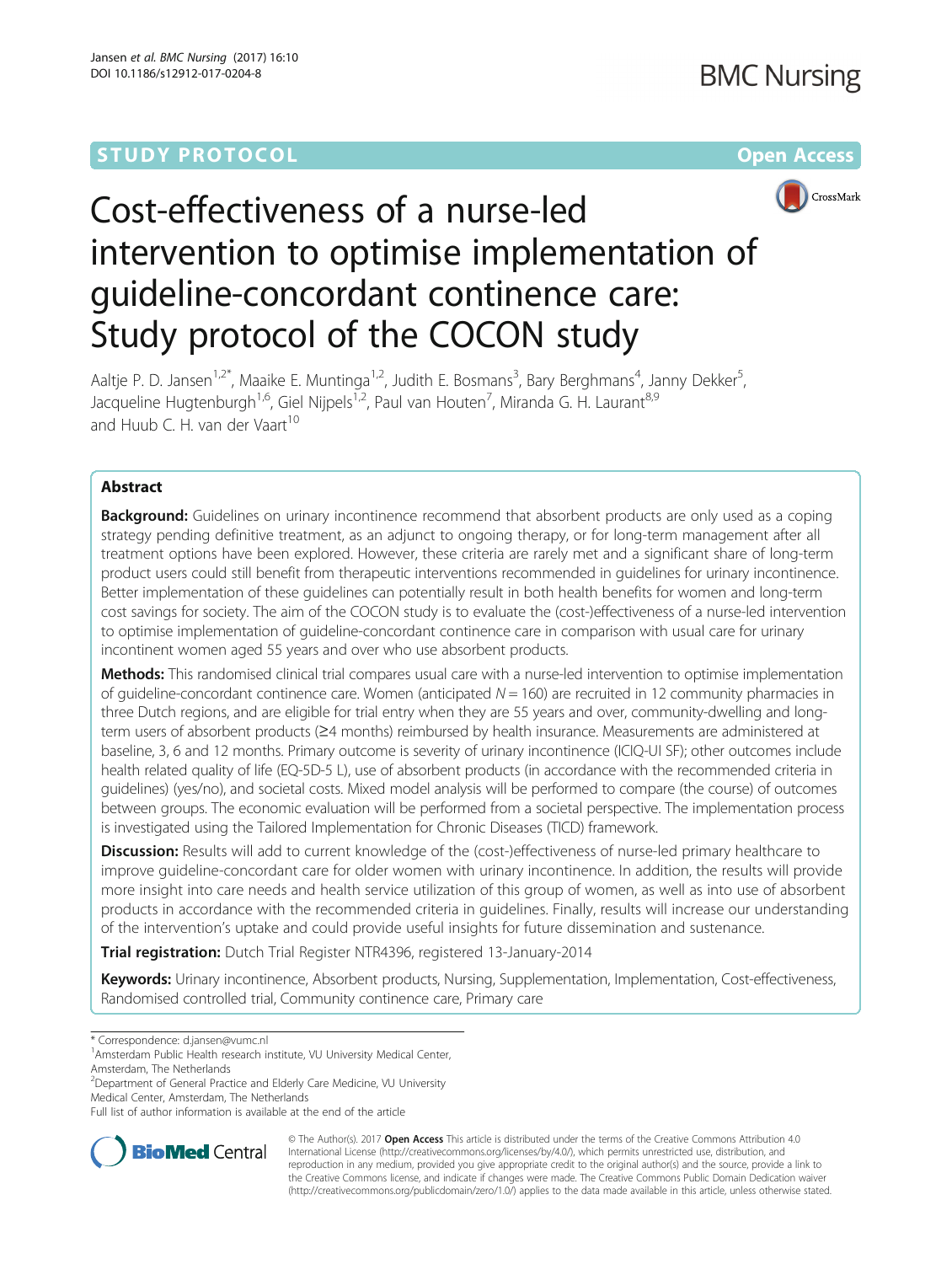STUDY PROTOCOL Open Access

# Cost-effectiveness of a nurse-led intervention to optimise implementation of guideline-concordant continence care: Study protocol of the COCON study

Aaltje P. D. Jansen[1,2*], Maaike E. Muntinga[1,2], Judith E. Bosmans[3], Bary Berghmans[4], Janny Dekker[5], Jacqueline Hugtenburgh[1,6], Giel Nijpels[1,2], Paul van Houten[7], Miranda G. H. Laurant[8,9] and Huub C. H. van der Vaart[10]

## Abstract

**Background:** Guidelines on urinary incontinence recommend that absorbent products are only used as a coping strategy pending definitive treatment, as an adjunct to ongoing therapy, or for long-term management after all treatment options have been explored. However, these criteria are rarely met and a significant share of long-term product users could still benefit from therapeutic interventions recommended in guidelines for urinary incontinence. Better implementation of these guidelines can potentially result in both health benefits for women and long-term cost savings for society. The aim of the COCON study is to evaluate the (cost-)effectiveness of a nurse-led intervention to optimise implementation of guideline-concordant continence care in comparison with usual care for urinary incontinent women aged 55 years and over who use absorbent products.

**Methods:** This randomised clinical trial compares usual care with a nurse-led intervention to optimise implementation of guideline-concordant continence care. Women (anticipated $N = 160$) are recruited in 12 community pharmacies in three Dutch regions, and are eligible for trial entry when they are 55 years and over, community-dwelling and long-term users of absorbent products (≥4 months) reimbursed by health insurance. Measurements are administered at baseline, 3, 6 and 12 months. Primary outcome is severity of urinary incontinence (ICIQ-UI SF); other outcomes include health related quality of life (EQ-5D-5 L), use of absorbent products (in accordance with the recommended criteria in guidelines) (yes/no), and societal costs. Mixed model analysis will be performed to compare (the course) of outcomes between groups. The economic evaluation will be performed from a societal perspective. The implementation process is investigated using the Tailored Implementation for Chronic Diseases (TICD) framework.

**Discussion:** Results will add to current knowledge of the (cost-)effectiveness of nurse-led primary healthcare to improve guideline-concordant care for older women with urinary incontinence. In addition, the results will provide more insight into care needs and health service utilization of this group of women, as well as into use of absorbent products in accordance with the recommended criteria in guidelines. Finally, results will increase our understanding of the intervention's uptake and could provide useful insights for future dissemination and sustenance.

**Trial registration:** Dutch Trial Register NTR4396, registered 13-January-2014

**Keywords:** Urinary incontinence, Absorbent products, Nursing, Supplementation, Implementation, Cost-effectiveness, Randomised controlled trial, Community continence care, Primary care

---

* Correspondence: d.jansen@vumc.nl
[1]Amsterdam Public Health research institute, VU University Medical Center, Amsterdam, The Netherlands
[2]Department of General Practice and Elderly Care Medicine, VU University Medical Center, Amsterdam, The Netherlands
Full list of author information is available at the end of the article

© The Author(s). 2017 **Open Access** This article is distributed under the terms of the Creative Commons Attribution 4.0 International License (http://creativecommons.org/licenses/by/4.0/), which permits unrestricted use, distribution, and reproduction in any medium, provided you give appropriate credit to the original author(s) and the source, provide a link to the Creative Commons license, and indicate if changes were made. The Creative Commons Public Domain Dedication waiver (http://creativecommons.org/publicdomain/zero/1.0/) applies to the data made available in this article, unless otherwise stated.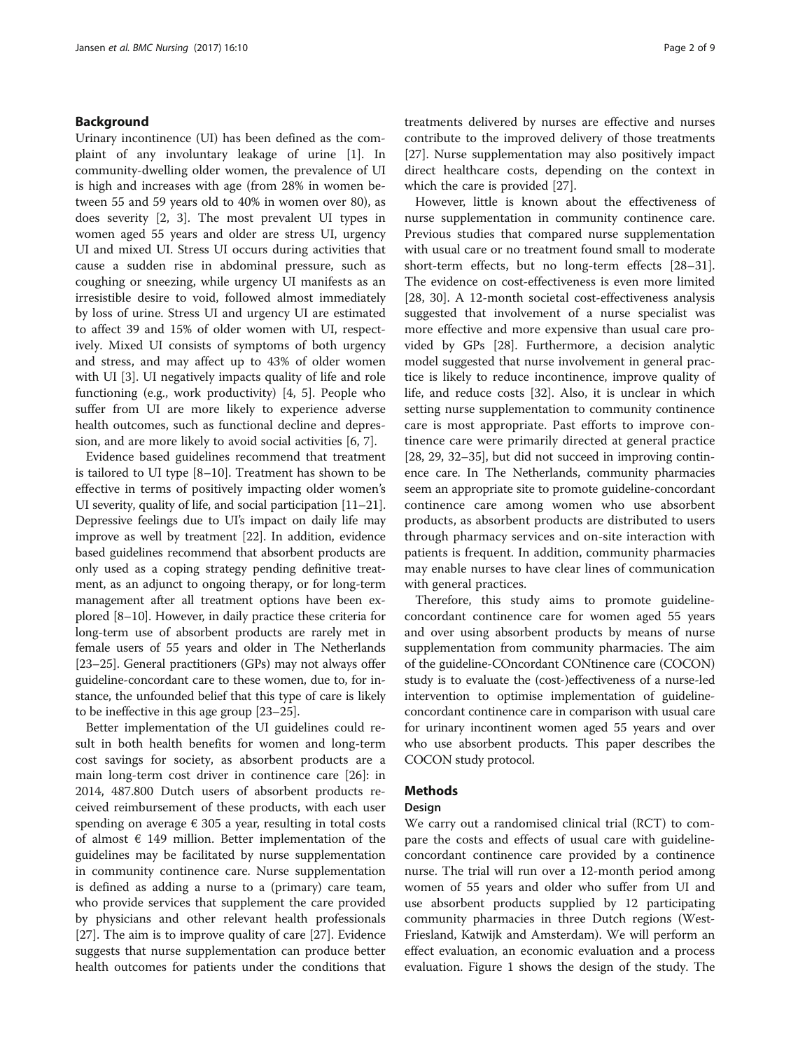## Background

Urinary incontinence (UI) has been defined as the complaint of any involuntary leakage of urine [1]. In community-dwelling older women, the prevalence of UI is high and increases with age (from 28% in women between 55 and 59 years old to 40% in women over 80), as does severity [2, 3]. The most prevalent UI types in women aged 55 years and older are stress UI, urgency UI and mixed UI. Stress UI occurs during activities that cause a sudden rise in abdominal pressure, such as coughing or sneezing, while urgency UI manifests as an irresistible desire to void, followed almost immediately by loss of urine. Stress UI and urgency UI are estimated to affect 39 and 15% of older women with UI, respectively. Mixed UI consists of symptoms of both urgency and stress, and may affect up to 43% of older women with UI [3]. UI negatively impacts quality of life and role functioning (e.g., work productivity) [4, 5]. People who suffer from UI are more likely to experience adverse health outcomes, such as functional decline and depression, and are more likely to avoid social activities [6, 7].

Evidence based guidelines recommend that treatment is tailored to UI type [8–10]. Treatment has shown to be effective in terms of positively impacting older women's UI severity, quality of life, and social participation [11–21]. Depressive feelings due to UI's impact on daily life may improve as well by treatment [22]. In addition, evidence based guidelines recommend that absorbent products are only used as a coping strategy pending definitive treatment, as an adjunct to ongoing therapy, or for long-term management after all treatment options have been explored [8–10]. However, in daily practice these criteria for long-term use of absorbent products are rarely met in female users of 55 years and older in The Netherlands [23–25]. General practitioners (GPs) may not always offer guideline-concordant care to these women, due to, for instance, the unfounded belief that this type of care is likely to be ineffective in this age group [23–25].

Better implementation of the UI guidelines could result in both health benefits for women and long-term cost savings for society, as absorbent products are a main long-term cost driver in continence care [26]: in 2014, 487.800 Dutch users of absorbent products received reimbursement of these products, with each user spending on average € 305 a year, resulting in total costs of almost € 149 million. Better implementation of the guidelines may be facilitated by nurse supplementation in community continence care. Nurse supplementation is defined as adding a nurse to a (primary) care team, who provide services that supplement the care provided by physicians and other relevant health professionals [27]. The aim is to improve quality of care [27]. Evidence suggests that nurse supplementation can produce better health outcomes for patients under the conditions that treatments delivered by nurses are effective and nurses contribute to the improved delivery of those treatments [27]. Nurse supplementation may also positively impact direct healthcare costs, depending on the context in which the care is provided [27].

However, little is known about the effectiveness of nurse supplementation in community continence care. Previous studies that compared nurse supplementation with usual care or no treatment found small to moderate short-term effects, but no long-term effects [28–31]. The evidence on cost-effectiveness is even more limited [28, 30]. A 12-month societal cost-effectiveness analysis suggested that involvement of a nurse specialist was more effective and more expensive than usual care provided by GPs [28]. Furthermore, a decision analytic model suggested that nurse involvement in general practice is likely to reduce incontinence, improve quality of life, and reduce costs [32]. Also, it is unclear in which setting nurse supplementation to community continence care is most appropriate. Past efforts to improve continence care were primarily directed at general practice [28, 29, 32–35], but did not succeed in improving continence care. In The Netherlands, community pharmacies seem an appropriate site to promote guideline-concordant continence care among women who use absorbent products, as absorbent products are distributed to users through pharmacy services and on-site interaction with patients is frequent. In addition, community pharmacies may enable nurses to have clear lines of communication with general practices.

Therefore, this study aims to promote guideline-concordant continence care for women aged 55 years and over using absorbent products by means of nurse supplementation from community pharmacies. The aim of the guideline-COncordant CONtinence care (COCON) study is to evaluate the (cost-)effectiveness of a nurse-led intervention to optimise implementation of guideline-concordant continence care in comparison with usual care for urinary incontinent women aged 55 years and over who use absorbent products. This paper describes the COCON study protocol.

## Methods

### Design

We carry out a randomised clinical trial (RCT) to compare the costs and effects of usual care with guideline-concordant continence care provided by a continence nurse. The trial will run over a 12-month period among women of 55 years and older who suffer from UI and use absorbent products supplied by 12 participating community pharmacies in three Dutch regions (West-Friesland, Katwijk and Amsterdam). We will perform an effect evaluation, an economic evaluation and a process evaluation. Figure 1 shows the design of the study. The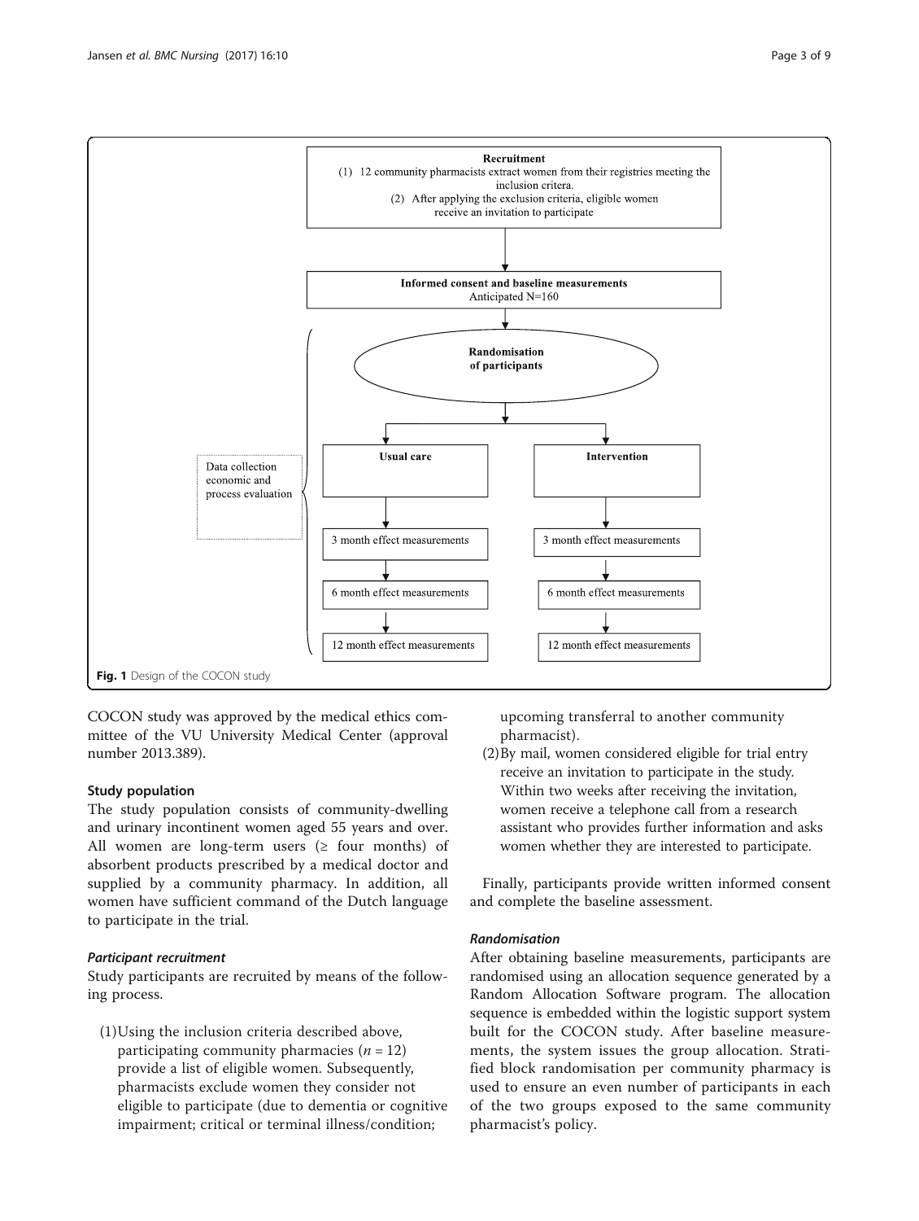Recruitment

(1) 12 community pharmacists extract women from their registries meeting the inclusion criteria.

(2) After applying the exclusion criteria, eligible women receive an invitation to participate

Informed consent and baseline measurements

Anticipated N=160

Randomisation of participants

Data collection economic and process evaluation

Usual care | Intervention

3 month effect measurements | 3 month effect measurements

6 month effect measurements | 6 month effect measurements

12 month effect measurements | 12 month effect measurements

**Fig. 1** Design of the COCON study

COCON study was approved by the medical ethics committee of the VU University Medical Center (approval number 2013.389).

### Study population

The study population consists of community-dwelling and urinary incontinent women aged 55 years and over. All women are long-term users (≥ four months) of absorbent products prescribed by a medical doctor and supplied by a community pharmacy. In addition, all women have sufficient command of the Dutch language to participate in the trial.

#### *Participant recruitment*

Study participants are recruited by means of the following process.

(1) Using the inclusion criteria described above, participating community pharmacies ($n = 12$) provide a list of eligible women. Subsequently, pharmacists exclude women they consider not eligible to participate (due to dementia or cognitive impairment; critical or terminal illness/condition; upcoming transferral to another community pharmacist).

(2) By mail, women considered eligible for trial entry receive an invitation to participate in the study. Within two weeks after receiving the invitation, women receive a telephone call from a research assistant who provides further information and asks women whether they are interested to participate.

Finally, participants provide written informed consent and complete the baseline assessment.

#### *Randomisation*

After obtaining baseline measurements, participants are randomised using an allocation sequence generated by a Random Allocation Software program. The allocation sequence is embedded within the logistic support system built for the COCON study. After baseline measurements, the system issues the group allocation. Stratified block randomisation per community pharmacy is used to ensure an even number of participants in each of the two groups exposed to the same community pharmacist's policy.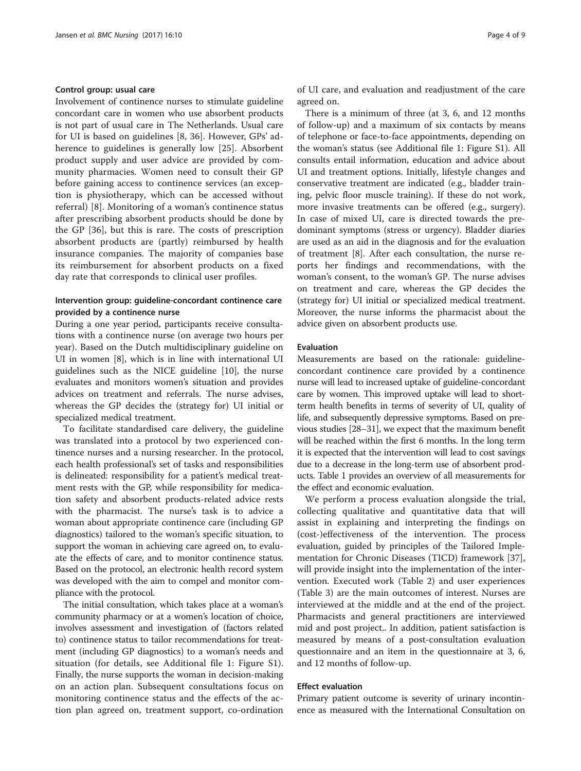### Control group: usual care

Involvement of continence nurses to stimulate guideline concordant care in women who use absorbent products is not part of usual care in The Netherlands. Usual care for UI is based on guidelines [8, 36]. However, GPs' adherence to guidelines is generally low [25]. Absorbent product supply and user advice are provided by community pharmacies. Women need to consult their GP before gaining access to continence services (an exception is physiotherapy, which can be accessed without referral) [8]. Monitoring of a woman's continence status after prescribing absorbent products should be done by the GP [36], but this is rare. The costs of prescription absorbent products are (partly) reimbursed by health insurance companies. The majority of companies base its reimbursement for absorbent products on a fixed day rate that corresponds to clinical user profiles.

### Intervention group: guideline-concordant continence care provided by a continence nurse

During a one year period, participants receive consultations with a continence nurse (on average two hours per year). Based on the Dutch multidisciplinary guideline on UI in women [8], which is in line with international UI guidelines such as the NICE guideline [10], the nurse evaluates and monitors women's situation and provides advices on treatment and referrals. The nurse advises, whereas the GP decides the (strategy for) UI initial or specialized medical treatment.

To facilitate standardised care delivery, the guideline was translated into a protocol by two experienced continence nurses and a nursing researcher. In the protocol, each health professional's set of tasks and responsibilities is delineated: responsibility for a patient's medical treatment rests with the GP, while responsibility for medication safety and absorbent products-related advice rests with the pharmacist. The nurse's task is to advice a woman about appropriate continence care (including GP diagnostics) tailored to the woman's specific situation, to support the woman in achieving care agreed on, to evaluate the effects of care, and to monitor continence status. Based on the protocol, an electronic health record system was developed with the aim to compel and monitor compliance with the protocol.

The initial consultation, which takes place at a woman's community pharmacy or at a women's location of choice, involves assessment and investigation of (factors related to) continence status to tailor recommendations for treatment (including GP diagnostics) to a woman's needs and situation (for details, see Additional file 1: Figure S1). Finally, the nurse supports the woman in decision-making on an action plan. Subsequent consultations focus on monitoring continence status and the effects of the action plan agreed on, treatment support, co-ordination of UI care, and evaluation and readjustment of the care agreed on.

There is a minimum of three (at 3, 6, and 12 months of follow-up) and a maximum of six contacts by means of telephone or face-to-face appointments, depending on the woman's status (see Additional file 1: Figure S1). All consults entail information, education and advice about UI and treatment options. Initially, lifestyle changes and conservative treatment are indicated (e.g., bladder training, pelvic floor muscle training). If these do not work, more invasive treatments can be offered (e.g., surgery). In case of mixed UI, care is directed towards the predominant symptoms (stress or urgency). Bladder diaries are used as an aid in the diagnosis and for the evaluation of treatment [8]. After each consultation, the nurse reports her findings and recommendations, with the woman's consent, to the woman's GP. The nurse advises on treatment and care, whereas the GP decides the (strategy for) UI initial or specialized medical treatment. Moreover, the nurse informs the pharmacist about the advice given on absorbent products use.

### Evaluation

Measurements are based on the rationale: guideline-concordant continence care provided by a continence nurse will lead to increased uptake of guideline-concordant care by women. This improved uptake will lead to short-term health benefits in terms of severity of UI, quality of life, and subsequently depressive symptoms. Based on previous studies [28–31], we expect that the maximum benefit will be reached within the first 6 months. In the long term it is expected that the intervention will lead to cost savings due to a decrease in the long-term use of absorbent products. Table 1 provides an overview of all measurements for the effect and economic evaluation.

We perform a process evaluation alongside the trial, collecting qualitative and quantitative data that will assist in explaining and interpreting the findings on (cost-)effectiveness of the intervention. The process evaluation, guided by principles of the Tailored Implementation for Chronic Diseases (TICD) framework [37], will provide insight into the implementation of the intervention. Executed work (Table 2) and user experiences (Table 3) are the main outcomes of interest. Nurses are interviewed at the middle and at the end of the project. Pharmacists and general practitioners are interviewed mid and post project.. In addition, patient satisfaction is measured by means of a post-consultation evaluation questionnaire and an item in the questionnaire at 3, 6, and 12 months of follow-up.

### Effect evaluation

Primary patient outcome is severity of urinary incontinence as measured with the International Consultation on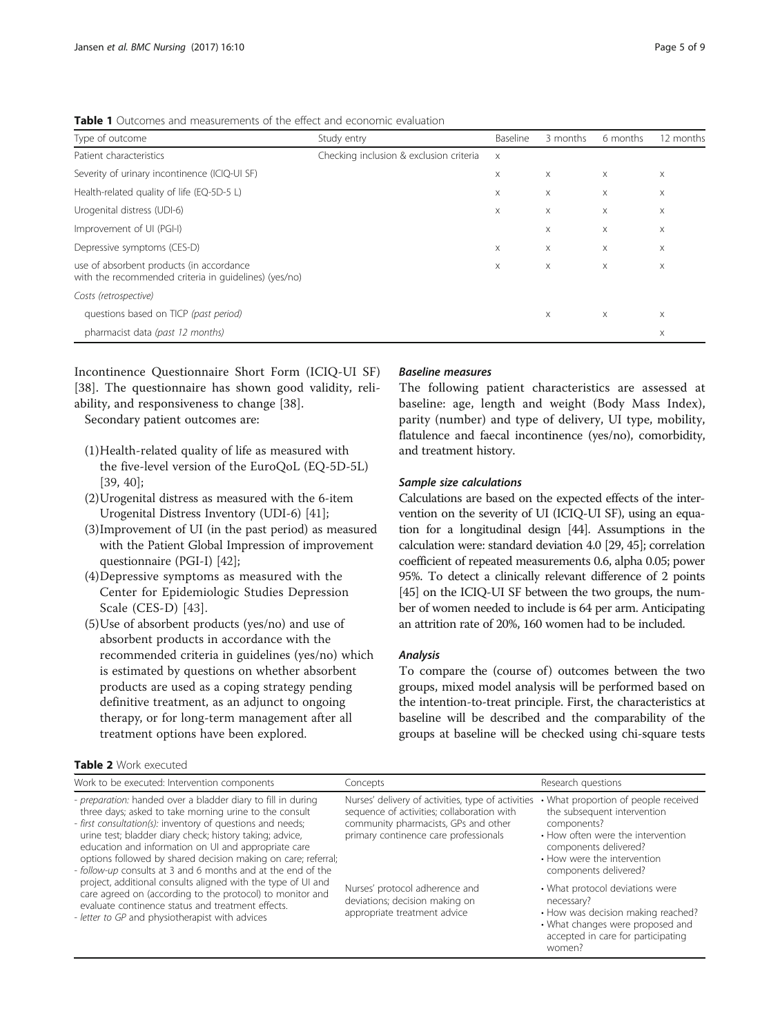**Table 1** Outcomes and measurements of the effect and economic evaluation

| Type of outcome | Study entry | Baseline | 3 months | 6 months | 12 months |
| --- | --- | --- | --- | --- | --- |
| Patient characteristics | Checking inclusion & exclusion criteria | x | | | |
| Severity of urinary incontinence (ICIQ-UI SF) | | x | x | x | x |
| Health-related quality of life (EQ-5D-5 L) | | x | x | x | x |
| Urogenital distress (UDI-6) | | x | x | x | x |
| Improvement of UI (PGI-I) | | | x | x | x |
| Depressive symptoms (CES-D) | | x | x | x | x |
| use of absorbent products (in accordance with the recommended criteria in guidelines) (yes/no) | | x | x | x | x |
| *Costs (retrospective)* | | | | | |
| questions based on TICP *(past period)* | | | x | x | x |
| pharmacist data *(past 12 months)* | | | | | x |

Incontinence Questionnaire Short Form (ICIQ-UI SF) [38]. The questionnaire has shown good validity, reliability, and responsiveness to change [38].

Secondary patient outcomes are:

(1) Health-related quality of life as measured with the five-level version of the EuroQoL (EQ-5D-5L) [39, 40];
(2) Urogenital distress as measured with the 6-item Urogenital Distress Inventory (UDI-6) [41];
(3) Improvement of UI (in the past period) as measured with the Patient Global Impression of improvement questionnaire (PGI-I) [42];
(4) Depressive symptoms as measured with the Center for Epidemiologic Studies Depression Scale (CES-D) [43].
(5) Use of absorbent products (yes/no) and use of absorbent products in accordance with the recommended criteria in guidelines (yes/no) which is estimated by questions on whether absorbent products are used as a coping strategy pending definitive treatment, as an adjunct to ongoing therapy, or for long-term management after all treatment options have been explored.

### *Baseline measures*

The following patient characteristics are assessed at baseline: age, length and weight (Body Mass Index), parity (number) and type of delivery, UI type, mobility, flatulence and faecal incontinence (yes/no), comorbidity, and treatment history.

### *Sample size calculations*

Calculations are based on the expected effects of the intervention on the severity of UI (ICIQ-UI SF), using an equation for a longitudinal design [44]. Assumptions in the calculation were: standard deviation 4.0 [29, 45]; correlation coefficient of repeated measurements 0.6, alpha 0.05; power 95%. To detect a clinically relevant difference of 2 points [45] on the ICIQ-UI SF between the two groups, the number of women needed to include is 64 per arm. Anticipating an attrition rate of 20%, 160 women had to be included.

### *Analysis*

To compare the (course of) outcomes between the two groups, mixed model analysis will be performed based on the intention-to-treat principle. First, the characteristics at baseline will be described and the comparability of the groups at baseline will be checked using chi-square tests

**Table 2** Work executed

| Work to be executed: Intervention components | Concepts | Research questions |
| --- | --- | --- |
| - *preparation:* handed over a bladder diary to fill in during three days; asked to take morning urine to the consult<br>- *first consultation(s):* inventory of questions and needs; urine test; bladder diary check; history taking; advice, education and information on UI and appropriate care options followed by shared decision making on care; referral;<br>- *follow-up* consults at 3 and 6 months and at the end of the project, additional consults aligned with the type of UI and care agreed on (according to the protocol) to monitor and evaluate continence status and treatment effects.<br>- *letter to GP* and physiotherapist with advices | Nurses' delivery of activities, type of activities sequence of activities; collaboration with community pharmacists, GPs and other primary continence care professionals | • What proportion of people received the subsequent intervention components?<br>• How often were the intervention components delivered?<br>• How were the intervention components delivered? |
| | Nurses' protocol adherence and deviations; decision making on appropriate treatment advice | • What protocol deviations were necessary?<br>• How was decision making reached?<br>• What changes were proposed and accepted in care for participating women? |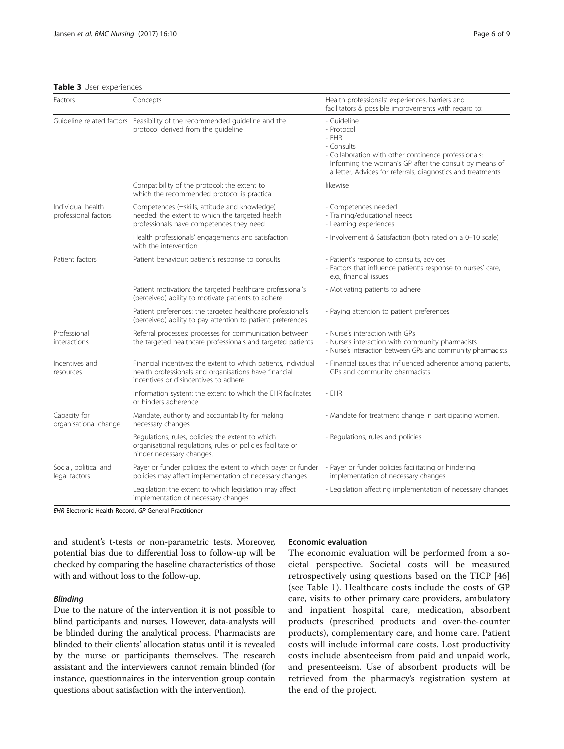**Table 3** User experiences

| Factors | Concepts | Health professionals' experiences, barriers and facilitators & possible improvements with regard to: |
|---|---|---|
| Guideline related factors | Feasibility of the recommended guideline and the protocol derived from the guideline | - Guideline<br>- Protocol<br>- EHR<br>- Consults<br>- Collaboration with other continence professionals: Informing the woman's GP after the consult by means of a letter, Advices for referrals, diagnostics and treatments |
| | Compatibility of the protocol: the extent to which the recommended protocol is practical | likewise |
| Individual health professional factors | Competences (=skills, attitude and knowledge) needed: the extent to which the targeted health professionals have competences they need | - Competences needed<br>- Training/educational needs<br>- Learning experiences |
| | Health professionals' engagements and satisfaction with the intervention | - Involvement & Satisfaction (both rated on a 0–10 scale) |
| Patient factors | Patient behaviour: patient's response to consults | - Patient's response to consults, advices<br>- Factors that influence patient's response to nurses' care, e.g., financial issues |
| | Patient motivation: the targeted healthcare professional's (perceived) ability to motivate patients to adhere | - Motivating patients to adhere |
| | Patient preferences: the targeted healthcare professional's (perceived) ability to pay attention to patient preferences | - Paying attention to patient preferences |
| Professional interactions | Referral processes: processes for communication between the targeted healthcare professionals and targeted patients | - Nurse's interaction with GPs<br>- Nurse's interaction with community pharmacists<br>- Nurse's interaction between GPs and community pharmacists |
| Incentives and resources | Financial incentives: the extent to which patients, individual health professionals and organisations have financial incentives or disincentives to adhere | - Financial issues that influenced adherence among patients, GPs and community pharmacists |
| | Information system: the extent to which the EHR facilitates or hinders adherence | - EHR |
| Capacity for organisational change | Mandate, authority and accountability for making necessary changes | - Mandate for treatment change in participating women. |
| | Regulations, rules, policies: the extent to which organisational regulations, rules or policies facilitate or hinder necessary changes. | - Regulations, rules and policies. |
| Social, political and legal factors | Payer or funder policies: the extent to which payer or funder policies may affect implementation of necessary changes | - Payer or funder policies facilitating or hindering implementation of necessary changes |
| | Legislation: the extent to which legislation may affect implementation of necessary changes | - Legislation affecting implementation of necessary changes |

*EHR* Electronic Health Record, *GP* General Practitioner

and student's t-tests or non-parametric tests. Moreover, potential bias due to differential loss to follow-up will be checked by comparing the baseline characteristics of those with and without loss to the follow-up.

### *Blinding*

Due to the nature of the intervention it is not possible to blind participants and nurses. However, data-analysts will be blinded during the analytical process. Pharmacists are blinded to their clients' allocation status until it is revealed by the nurse or participants themselves. The research assistant and the interviewers cannot remain blinded (for instance, questionnaires in the intervention group contain questions about satisfaction with the intervention).

### Economic evaluation

The economic evaluation will be performed from a societal perspective. Societal costs will be measured retrospectively using questions based on the TICP [46] (see Table 1). Healthcare costs include the costs of GP care, visits to other primary care providers, ambulatory and inpatient hospital care, medication, absorbent products (prescribed products and over-the-counter products), complementary care, and home care. Patient costs will include informal care costs. Lost productivity costs include absenteeism from paid and unpaid work, and presenteeism. Use of absorbent products will be retrieved from the pharmacy's registration system at the end of the project.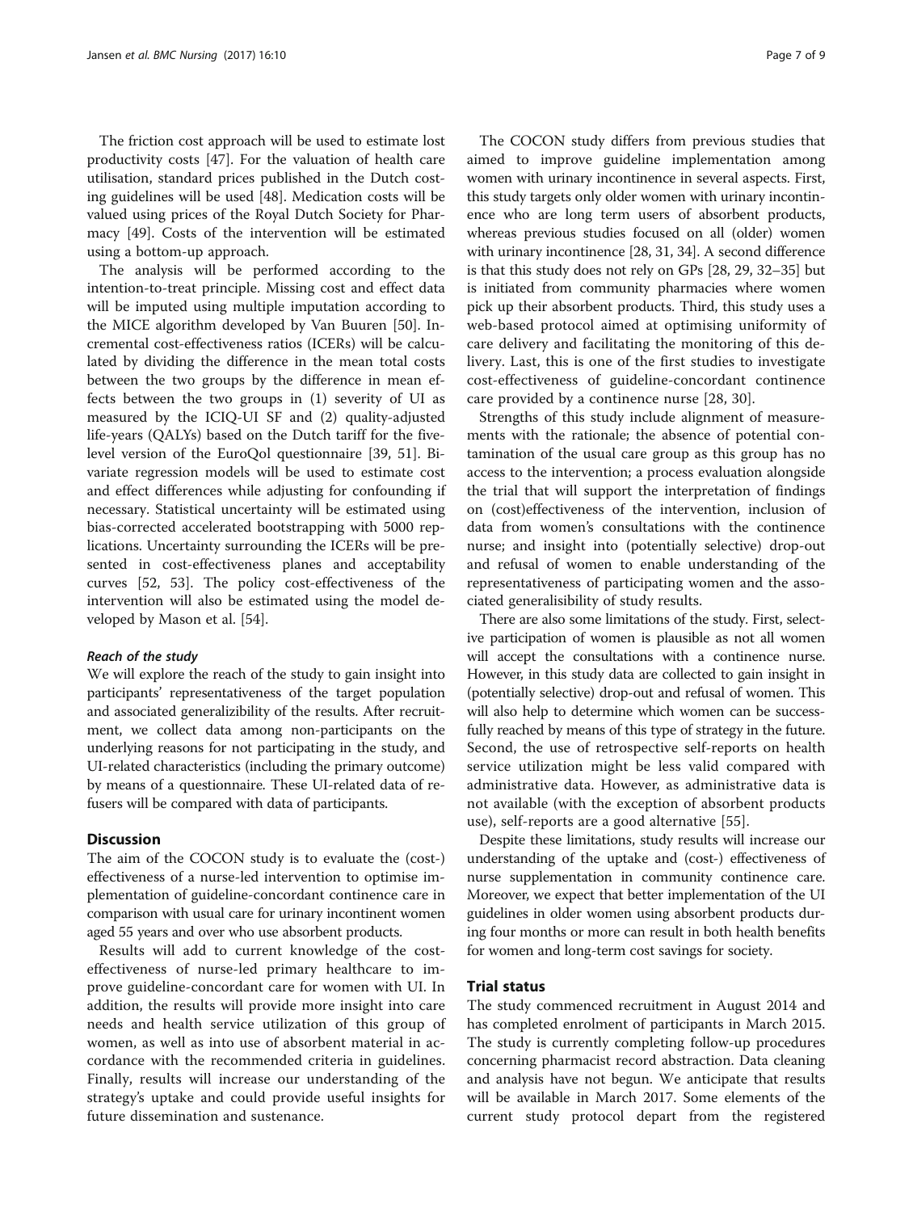The friction cost approach will be used to estimate lost productivity costs [47]. For the valuation of health care utilisation, standard prices published in the Dutch costing guidelines will be used [48]. Medication costs will be valued using prices of the Royal Dutch Society for Pharmacy [49]. Costs of the intervention will be estimated using a bottom-up approach.

The analysis will be performed according to the intention-to-treat principle. Missing cost and effect data will be imputed using multiple imputation according to the MICE algorithm developed by Van Buuren [50]. Incremental cost-effectiveness ratios (ICERs) will be calculated by dividing the difference in the mean total costs between the two groups by the difference in mean effects between the two groups in (1) severity of UI as measured by the ICIQ-UI SF and (2) quality-adjusted life-years (QALYs) based on the Dutch tariff for the five-level version of the EuroQol questionnaire [39, 51]. Bivariate regression models will be used to estimate cost and effect differences while adjusting for confounding if necessary. Statistical uncertainty will be estimated using bias-corrected accelerated bootstrapping with 5000 replications. Uncertainty surrounding the ICERs will be presented in cost-effectiveness planes and acceptability curves [52, 53]. The policy cost-effectiveness of the intervention will also be estimated using the model developed by Mason et al. [54].

#### *Reach of the study*

We will explore the reach of the study to gain insight into participants' representativeness of the target population and associated generalizibility of the results. After recruitment, we collect data among non-participants on the underlying reasons for not participating in the study, and UI-related characteristics (including the primary outcome) by means of a questionnaire. These UI-related data of refusers will be compared with data of participants.

## Discussion

The aim of the COCON study is to evaluate the (cost-) effectiveness of a nurse-led intervention to optimise implementation of guideline-concordant continence care in comparison with usual care for urinary incontinent women aged 55 years and over who use absorbent products.

Results will add to current knowledge of the cost-effectiveness of nurse-led primary healthcare to improve guideline-concordant care for women with UI. In addition, the results will provide more insight into care needs and health service utilization of this group of women, as well as into use of absorbent material in accordance with the recommended criteria in guidelines. Finally, results will increase our understanding of the strategy's uptake and could provide useful insights for future dissemination and sustenance.

The COCON study differs from previous studies that aimed to improve guideline implementation among women with urinary incontinence in several aspects. First, this study targets only older women with urinary incontinence who are long term users of absorbent products, whereas previous studies focused on all (older) women with urinary incontinence [28, 31, 34]. A second difference is that this study does not rely on GPs [28, 29, 32–35] but is initiated from community pharmacies where women pick up their absorbent products. Third, this study uses a web-based protocol aimed at optimising uniformity of care delivery and facilitating the monitoring of this delivery. Last, this is one of the first studies to investigate cost-effectiveness of guideline-concordant continence care provided by a continence nurse [28, 30].

Strengths of this study include alignment of measurements with the rationale; the absence of potential contamination of the usual care group as this group has no access to the intervention; a process evaluation alongside the trial that will support the interpretation of findings on (cost)effectiveness of the intervention, inclusion of data from women's consultations with the continence nurse; and insight into (potentially selective) drop-out and refusal of women to enable understanding of the representativeness of participating women and the associated generalisibility of study results.

There are also some limitations of the study. First, selective participation of women is plausible as not all women will accept the consultations with a continence nurse. However, in this study data are collected to gain insight in (potentially selective) drop-out and refusal of women. This will also help to determine which women can be successfully reached by means of this type of strategy in the future. Second, the use of retrospective self-reports on health service utilization might be less valid compared with administrative data. However, as administrative data is not available (with the exception of absorbent products use), self-reports are a good alternative [55].

Despite these limitations, study results will increase our understanding of the uptake and (cost-) effectiveness of nurse supplementation in community continence care. Moreover, we expect that better implementation of the UI guidelines in older women using absorbent products during four months or more can result in both health benefits for women and long-term cost savings for society.

## Trial status

The study commenced recruitment in August 2014 and has completed enrolment of participants in March 2015. The study is currently completing follow-up procedures concerning pharmacist record abstraction. Data cleaning and analysis have not begun. We anticipate that results will be available in March 2017. Some elements of the current study protocol depart from the registered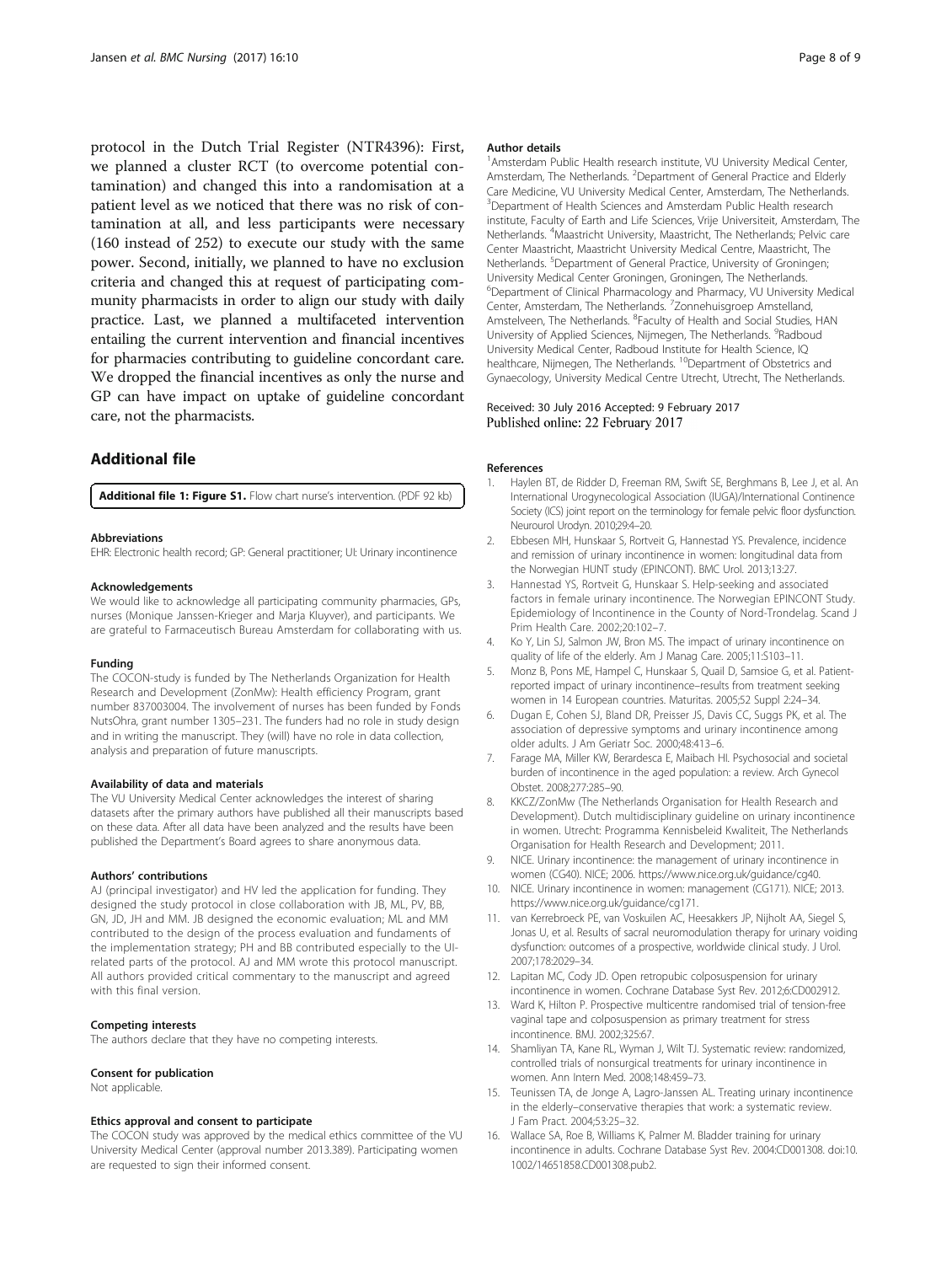protocol in the Dutch Trial Register (NTR4396): First, we planned a cluster RCT (to overcome potential contamination) and changed this into a randomisation at a patient level as we noticed that there was no risk of contamination at all, and less participants were necessary (160 instead of 252) to execute our study with the same power. Second, initially, we planned to have no exclusion criteria and changed this at request of participating community pharmacists in order to align our study with daily practice. Last, we planned a multifaceted intervention entailing the current intervention and financial incentives for pharmacies contributing to guideline concordant care. We dropped the financial incentives as only the nurse and GP can have impact on uptake of guideline concordant care, not the pharmacists.

## Additional file

**Additional file 1: Figure S1.** Flow chart nurse's intervention. (PDF 92 kb)

#### Abbreviations

EHR: Electronic health record; GP: General practitioner; UI: Urinary incontinence

#### Acknowledgements

We would like to acknowledge all participating community pharmacies, GPs, nurses (Monique Janssen-Krieger and Marja Kluyver), and participants. We are grateful to Farmaceutisch Bureau Amsterdam for collaborating with us.

#### Funding

The COCON-study is funded by The Netherlands Organization for Health Research and Development (ZonMw): Health efficiency Program, grant number 837003004. The involvement of nurses has been funded by Fonds NutsOhra, grant number 1305–231. The funders had no role in study design and in writing the manuscript. They (will) have no role in data collection, analysis and preparation of future manuscripts.

#### Availability of data and materials

The VU University Medical Center acknowledges the interest of sharing datasets after the primary authors have published all their manuscripts based on these data. After all data have been analyzed and the results have been published the Department's Board agrees to share anonymous data.

#### Authors' contributions

AJ (principal investigator) and HV led the application for funding. They designed the study protocol in close collaboration with JB, ML, PV, BB, GN, JD, JH and MM. JB designed the economic evaluation; ML and MM contributed to the design of the process evaluation and fundaments of the implementation strategy; PH and BB contributed especially to the UI-related parts of the protocol. AJ and MM wrote this protocol manuscript. All authors provided critical commentary to the manuscript and agreed with this final version.

#### Competing interests

The authors declare that they have no competing interests.

#### Consent for publication

Not applicable.

#### Ethics approval and consent to participate

The COCON study was approved by the medical ethics committee of the VU University Medical Center (approval number 2013.389). Participating women are requested to sign their informed consent.

#### Author details

[1]Amsterdam Public Health research institute, VU University Medical Center, Amsterdam, The Netherlands. [2]Department of General Practice and Elderly Care Medicine, VU University Medical Center, Amsterdam, The Netherlands. [3]Department of Health Sciences and Amsterdam Public Health research institute, Faculty of Earth and Life Sciences, Vrije Universiteit, Amsterdam, The Netherlands. [4]Maastricht University, Maastricht, The Netherlands; Pelvic care Center Maastricht, Maastricht University Medical Centre, Maastricht, The Netherlands. [5]Department of General Practice, University of Groningen; University Medical Center Groningen, Groningen, The Netherlands. [6]Department of Clinical Pharmacology and Pharmacy, VU University Medical Center, Amsterdam, The Netherlands. [7]Zonnehuisgroep Amstelland, Amstelveen, The Netherlands. [8]Faculty of Health and Social Studies, HAN University of Applied Sciences, Nijmegen, The Netherlands. [9]Radboud University Medical Center, Radboud Institute for Health Science, IQ healthcare, Nijmegen, The Netherlands. [10]Department of Obstetrics and Gynaecology, University Medical Centre Utrecht, Utrecht, The Netherlands.

Received: 30 July 2016 Accepted: 9 February 2017
Published online: 22 February 2017

#### References

1. Haylen BT, de Ridder D, Freeman RM, Swift SE, Berghmans B, Lee J, et al. An International Urogynecological Association (IUGA)/International Continence Society (ICS) joint report on the terminology for female pelvic floor dysfunction. Neurourol Urodyn. 2010;29:4–20.
2. Ebbesen MH, Hunskaar S, Rortveit G, Hannestad YS. Prevalence, incidence and remission of urinary incontinence in women: longitudinal data from the Norwegian HUNT study (EPINCONT). BMC Urol. 2013;13:27.
3. Hannestad YS, Rortveit G, Hunskaar S. Help-seeking and associated factors in female urinary incontinence. The Norwegian EPINCONT Study. Epidemiology of Incontinence in the County of Nord-Trondelag. Scand J Prim Health Care. 2002;20:102–7.
4. Ko Y, Lin SJ, Salmon JW, Bron MS. The impact of urinary incontinence on quality of life of the elderly. Am J Manag Care. 2005;11:S103–11.
5. Monz B, Pons ME, Hampel C, Hunskaar S, Quail D, Samsioe G, et al. Patient-reported impact of urinary incontinence–results from treatment seeking women in 14 European countries. Maturitas. 2005;52 Suppl 2:24–34.
6. Dugan E, Cohen SJ, Bland DR, Preisser JS, Davis CC, Suggs PK, et al. The association of depressive symptoms and urinary incontinence among older adults. J Am Geriatr Soc. 2000;48:413–6.
7. Farage MA, Miller KW, Berardesca E, Maibach HI. Psychosocial and societal burden of incontinence in the aged population: a review. Arch Gynecol Obstet. 2008;277:285–90.
8. KKCZ/ZonMw (The Netherlands Organisation for Health Research and Development). Dutch multidisciplinary guideline on urinary incontinence in women. Utrecht: Programma Kennisbeleid Kwaliteit, The Netherlands Organisation for Health Research and Development; 2011.
9. NICE. Urinary incontinence: the management of urinary incontinence in women (CG40). NICE; 2006. https://www.nice.org.uk/guidance/cg40.
10. NICE. Urinary incontinence in women: management (CG171). NICE; 2013. https://www.nice.org.uk/guidance/cg171.
11. van Kerrebroeck PE, van Voskuilen AC, Heesakkers JP, Nijholt AA, Siegel S, Jonas U, et al. Results of sacral neuromodulation therapy for urinary voiding dysfunction: outcomes of a prospective, worldwide clinical study. J Urol. 2007;178:2029–34.
12. Lapitan MC, Cody JD. Open retropubic colposuspension for urinary incontinence in women. Cochrane Database Syst Rev. 2012;6:CD002912.
13. Ward K, Hilton P. Prospective multicentre randomised trial of tension-free vaginal tape and colposuspension as primary treatment for stress incontinence. BMJ. 2002;325:67.
14. Shamliyan TA, Kane RL, Wyman J, Wilt TJ. Systematic review: randomized, controlled trials of nonsurgical treatments for urinary incontinence in women. Ann Intern Med. 2008;148:459–73.
15. Teunissen TA, de Jonge A, Lagro-Janssen AL. Treating urinary incontinence in the elderly–conservative therapies that work: a systematic review. J Fam Pract. 2004;53:25–32.
16. Wallace SA, Roe B, Williams K, Palmer M. Bladder training for urinary incontinence in adults. Cochrane Database Syst Rev. 2004:CD001308. doi:10.1002/14651858.CD001308.pub2.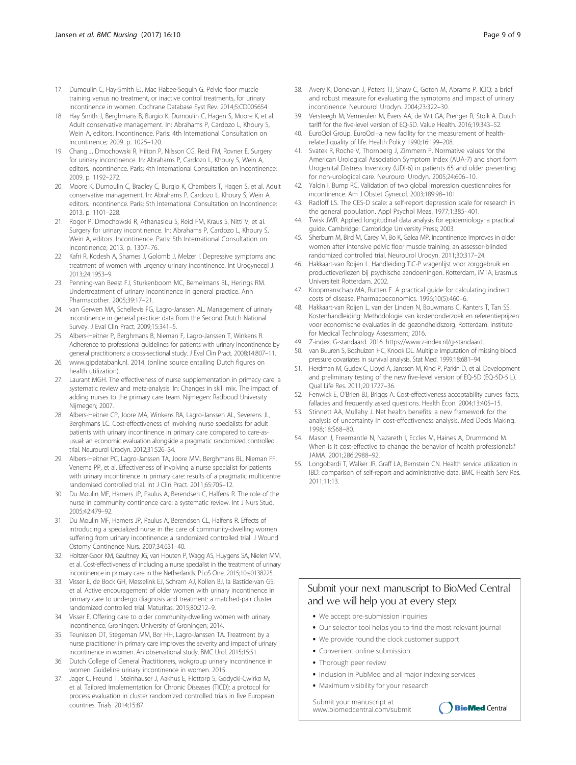17. Dumoulin C, Hay-Smith EJ, Mac Habee-Seguin G. Pelvic floor muscle training versus no treatment, or inactive control treatments, for urinary incontinence in women. Cochrane Database Syst Rev. 2014;5:CD005654.
18. Hay Smith J, Berghmans B, Burgio K, Dumoulin C, Hagen S, Moore K, et al. Adult conservative management. In: Abrahams P, Cardozo L, Khoury S, Wein A, editors. Incontinence. Paris: 4th International Consultation on Incontinence; 2009. p. 1025–120.
19. Chang J, Dmochowski R, Hilton P, Nilsson CG, Reid FM, Rovner E. Surgery for urinary incontinence. In: Abrahams P, Cardozo L, Khoury S, Wein A, editors. Incontinence. Paris: 4th International Consultation on Incontinence; 2009. p. 1192–272.
20. Moore K, Dumoulin C, Bradley C, Burgio K, Chambers T, Hagen S, et al. Adult conservative management. In: Abrahams P, Cardozo L, Khoury S, Wein A, editors. Incontinence. Paris: 5th International Consultation on Incontinence; 2013. p. 1101–228.
21. Roger P, Dmochowski R, Athanasiou S, Reid FM, Kraus S, Nitti V, et al. Surgery for urinary incontinence. In: Abrahams P, Cardozo L, Khoury S, Wein A, editors. Incontinence. Paris: 5th International Consultation on Incontinence; 2013. p. 1307–76.
22. Kafri R, Kodesh A, Shames J, Golomb J, Melzer I. Depressive symptoms and treatment of women with urgency urinary incontinence. Int Urogynecol J. 2013;24:1953–9.
23. Penning-van Beest FJ, Sturkenboom MC, Bemelmans BL, Herings RM. Undertreatment of urinary incontinence in general practice. Ann Pharmacother. 2005;39:17–21.
24. van Gerwen MA, Schellevis FG, Lagro-Janssen AL. Management of urinary incontinence in general practice: data from the Second Dutch National Survey. J Eval Clin Pract. 2009;15:341–5.
25. Albers-Heitner P, Berghmans B, Nieman F, Lagro-Janssen T, Winkens R. Adherence to professional guidelines for patients with urinary incontinence by general practitioners: a cross-sectional study. J Eval Clin Pract. 2008;14:807–11.
26. www.gipdatabank.nl. 2014. (online source entailing Dutch figures on health utilization).
27. Laurant MGH. The effectiveness of nurse supplementation in primacy care: a systematic review and meta-analysis. In: Changes in skill mix. The impact of adding nurses to the primary care team. Nijmegen: Radboud University Nijmegen; 2007.
28. Albers-Heitner CP, Joore MA, Winkens RA, Lagro-Janssen AL, Severens JL, Berghmans LC. Cost-effectiveness of involving nurse specialists for adult patients with urinary incontinence in primary care compared to care-as-usual: an economic evaluation alongside a pragmatic randomized controlled trial. Neurourol Urodyn. 2012;31:526–34.
29. Albers-Heitner PC, Lagro-Janssen TA, Joore MM, Berghmans BL, Nieman FF, Venema PP, et al. Effectiveness of involving a nurse specialist for patients with urinary incontinence in primary care: results of a pragmatic multicentre randomised controlled trial. Int J Clin Pract. 2011;65:705–12.
30. Du Moulin MF, Hamers JP, Paulus A, Berendsen C, Halfens R. The role of the nurse in community continence care: a systematic review. Int J Nurs Stud. 2005;42:479–92.
31. Du Moulin MF, Hamers JP, Paulus A, Berendsen CL, Halfens R. Effects of introducing a specialized nurse in the care of community-dwelling women suffering from urinary incontinence: a randomized controlled trial. J Wound Ostomy Continence Nurs. 2007;34:631–40.
32. Holtzer-Goor KM, Gaultney JG, van Houten P, Wagg AS, Huygens SA, Nielen MM, et al. Cost-effectiveness of including a nurse specialist in the treatment of urinary incontinence in primary care in the Netherlands. PLoS One. 2015;10:e0138225.
33. Visser E, de Bock GH, Messelink EJ, Schram AJ, Kollen BJ, la Bastide-van GS, et al. Active encouragement of older women with urinary incontinence in primary care to undergo diagnosis and treatment: a matched-pair cluster randomized controlled trial. Maturitas. 2015;80:212–9.
34. Visser E. Offering care to older community-dwelling women with urinary incontinence. Groningen: University of Groningen; 2014.
35. Teunissen DT, Stegeman MM, Bor HH, Lagro-Janssen TA. Treatment by a nurse practitioner in primary care improves the severity and impact of urinary incontinence in women. An observational study. BMC Urol. 2015;15:51.
36. Dutch College of General Practitioners, wokgroup urinary incontinence in women. Guideline urinary incontinence in women. 2015.
37. Jager C, Freund T, Steinhauser J, Aakhus E, Flottorp S, Godycki-Cwirko M, et al. Tailored Implementation for Chronic Diseases (TICD): a protocol for process evaluation in cluster randomized controlled trials in five European countries. Trials. 2014;15:87.
38. Avery K, Donovan J, Peters TJ, Shaw C, Gotoh M, Abrams P. ICIQ: a brief and robust measure for evaluating the symptoms and impact of urinary incontinence. Neurourol Urodyn. 2004;23:322–30.
39. Versteegh M, Vermeulen M, Evers AA, de Wit GA, Prenger R, Stolk A. Dutch tariff for the five-level version of EQ-5D. Value Health. 2016;19:343–52.
40. EuroQol Group. EuroQol–a new facility for the measurement of health-related quality of life. Health Policy 1990;16:199–208.
41. Svatek R, Roche V, Thornberg J, Zimmern P. Normative values for the American Urological Association Symptom Index (AUA-7) and short form Urogenital Distress Inventory (UDI-6) in patients 65 and older presenting for non-urological care. Neurourol Urodyn. 2005;24:606–10.
42. Yalcin I, Bump RC. Validation of two global impression questionnaires for incontinence. Am J Obstet Gynecol. 2003;189:98–101.
43. Radloff LS. The CES-D scale: a self-report depression scale for research in the general population. Appl Psychol Meas. 1977;1:385–401.
44. Twisk JWR. Applied longitudinal data analysis for epidemiology: a practical guide. Cambridge: Cambridge University Press; 2003.
45. Sherburn M, Bird M, Carey M, Bo K, Galea MP. Incontinence improves in older women after intensive pelvic floor muscle training: an assessor-blinded randomized controlled trial. Neurourol Urodyn. 2011;30:317–24.
46. Hakkaart-van Roijen L. Handleiding TiC-P vragenlijst voor zorggebruik en productieverliezen bij psychische aandoeningen. Rotterdam, iMTA, Erasmus Universiteit Rotterdam. 2002.
47. Koopmanschap MA, Rutten F. A practical guide for calculating indirect costs of disease. Pharmacoeconomics. 1996;10(5):460–6.
48. Hakkaart-van Roijen L, van der Linden N, Bouwmans C, Kanters T, Tan SS. Kostenhandleiding: Methodologie van kostenonderzoek en referentieprijzen voor economische evaluaties in de gezondheidszorg. Rotterdam: Institute for Medical Technology Assessment; 2016.
49. Z-index. G-standaard. 2016. https://www.z-index.nl/g-standaard.
50. van Buuren S, Boshuizen HC, Knook DL. Multiple imputation of missing blood pressure covariates in survival analysis. Stat Med. 1999;18:681–94.
51. Herdman M, Gudex C, Lloyd A, Janssen M, Kind P, Parkin D, et al. Development and preliminary testing of the new five-level version of EQ-5D (EQ-5D-5 L). Qual Life Res. 2011;20:1727–36.
52. Fenwick E, O'Brien BJ, Briggs A. Cost-effectiveness acceptability curves–facts, fallacies and frequently asked questions. Health Econ. 2004;13:405–15.
53. Stinnett AA, Mullahy J. Net health benefits: a new framework for the analysis of uncertainty in cost-effectiveness analysis. Med Decis Making. 1998;18:S68–80.
54. Mason J, Freemantle N, Nazareth I, Eccles M, Haines A, Drummond M. When is it cost-effective to change the behavior of health professionals? JAMA. 2001;286:2988–92.
55. Longobardi T, Walker JR, Graff LA, Bernstein CN. Health service utilization in IBD: comparison of self-report and administrative data. BMC Health Serv Res. 2011;11:13.

## Submit your next manuscript to BioMed Central and we will help you at every step:

- We accept pre-submission inquiries
- Our selector tool helps you to find the most relevant journal
- We provide round the clock customer support
- Convenient online submission
- Thorough peer review
- Inclusion in PubMed and all major indexing services
- Maximum visibility for your research

Submit your manuscript at
www.biomedcentral.com/submit

BioMed Central